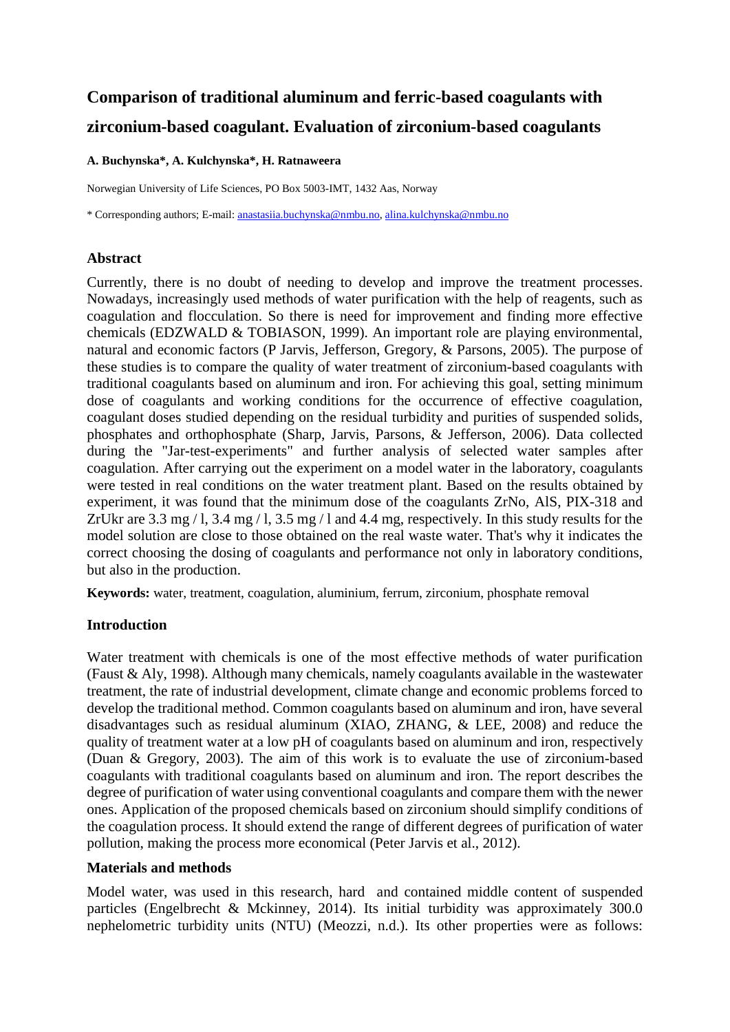# Comparison of traditional aluminum and ferric-based coagulants with zirconium-based coagulant. Evaluation of zirconium-based coagulants

**A. Buchynska*, A. Kulchynska*, H. Ratnaweera**

Norwegian University of Life Sciences, PO Box 5003-IMT, 1432 Aas, Norway

* Corresponding authors; E-mail: anastasiia.buchynska@nmbu.no, alina.kulchynska@nmbu.no

## Abstract

Currently, there is no doubt of needing to develop and improve the treatment processes. Nowadays, increasingly used methods of water purification with the help of reagents, such as coagulation and flocculation. So there is need for improvement and finding more effective chemicals (EDZWALD & TOBIASON, 1999). An important role are playing environmental, natural and economic factors (P Jarvis, Jefferson, Gregory, & Parsons, 2005). The purpose of these studies is to compare the quality of water treatment of zirconium-based coagulants with traditional coagulants based on aluminum and iron. For achieving this goal, setting minimum dose of coagulants and working conditions for the occurrence of effective coagulation, coagulant doses studied depending on the residual turbidity and purities of suspended solids, phosphates and orthophosphate (Sharp, Jarvis, Parsons, & Jefferson, 2006). Data collected during the "Jar-test-experiments" and further analysis of selected water samples after coagulation. After carrying out the experiment on a model water in the laboratory, coagulants were tested in real conditions on the water treatment plant. Based on the results obtained by experiment, it was found that the minimum dose of the coagulants ZrNo, AlS, PIX-318 and ZrUkr are 3.3 mg / l, 3.4 mg / l, 3.5 mg / l and 4.4 mg, respectively. In this study results for the model solution are close to those obtained on the real waste water. That's why it indicates the correct choosing the dosing of coagulants and performance not only in laboratory conditions, but also in the production.

**Keywords:** water, treatment, coagulation, aluminium, ferrum, zirconium, phosphate removal

## Introduction

Water treatment with chemicals is one of the most effective methods of water purification (Faust & Aly, 1998). Although many chemicals, namely coagulants available in the wastewater treatment, the rate of industrial development, climate change and economic problems forced to develop the traditional method. Common coagulants based on aluminum and iron, have several disadvantages such as residual aluminum (XIAO, ZHANG, & LEE, 2008) and reduce the quality of treatment water at a low pH of coagulants based on aluminum and iron, respectively (Duan & Gregory, 2003). The aim of this work is to evaluate the use of zirconium-based coagulants with traditional coagulants based on aluminum and iron. The report describes the degree of purification of water using conventional coagulants and compare them with the newer ones. Application of the proposed chemicals based on zirconium should simplify conditions of the coagulation process. It should extend the range of different degrees of purification of water pollution, making the process more economical (Peter Jarvis et al., 2012).

## Materials and methods

Model water, was used in this research, hard and contained middle content of suspended particles (Engelbrecht & Mckinney, 2014). Its initial turbidity was approximately 300.0 nephelometric turbidity units (NTU) (Meozzi, n.d.). Its other properties were as follows: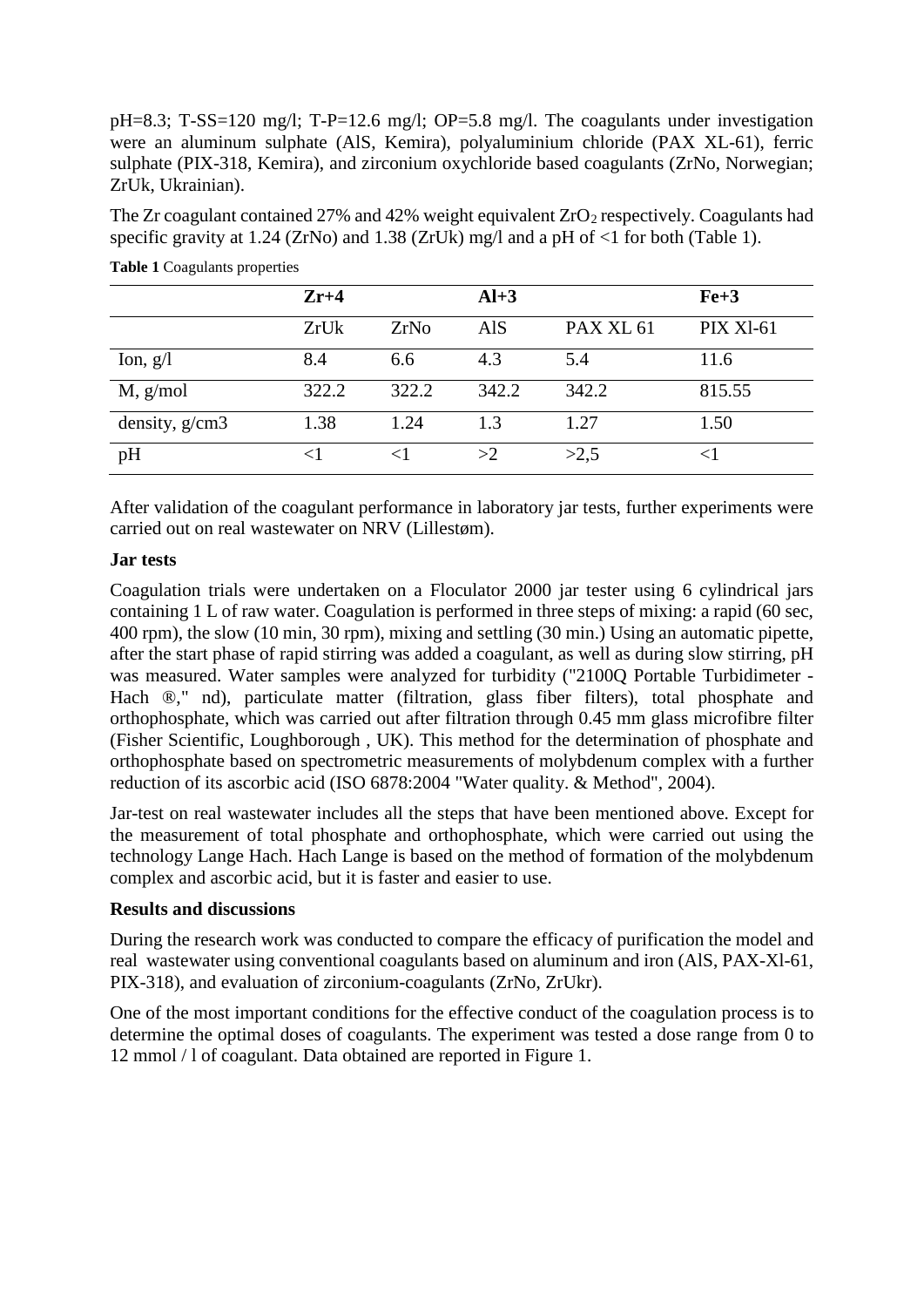pH=8.3; T-SS=120 mg/l; T-P=12.6 mg/l; OP=5.8 mg/l. The coagulants under investigation were an aluminum sulphate (AlS, Kemira), polyaluminium chloride (PAX XL-61), ferric sulphate (PIX-318, Kemira), and zirconium oxychloride based coagulants (ZrNo, Norwegian; ZrUk, Ukrainian).

The Zr coagulant contained 27% and 42% weight equivalent $ZrO_2$ respectively. Coagulants had specific gravity at 1.24 (ZrNo) and 1.38 (ZrUk) mg/l and a pH of <1 for both (Table 1).

**Table 1** Coagulants properties

| | **Zr+4** | | **Al+3** | | **Fe+3** |
|---|---|---|---|---|---|
| | ZrUk | ZrNo | AlS | PAX XL 61 | PIX Xl-61 |
| Ion, g/l | 8.4 | 6.6 | 4.3 | 5.4 | 11.6 |
| M, g/mol | 322.2 | 322.2 | 342.2 | 342.2 | 815.55 |
| density, g/cm3 | 1.38 | 1.24 | 1.3 | 1.27 | 1.50 |
| pH | <1 | <1 | >2 | >2,5 | <1 |

After validation of the coagulant performance in laboratory jar tests, further experiments were carried out on real wastewater on NRV (Lillestøm).

**Jar tests**

Coagulation trials were undertaken on a Floculator 2000 jar tester using 6 cylindrical jars containing 1 L of raw water. Coagulation is performed in three steps of mixing: a rapid (60 sec, 400 rpm), the slow (10 min, 30 rpm), mixing and settling (30 min.) Using an automatic pipette, after the start phase of rapid stirring was added a coagulant, as well as during slow stirring, pH was measured. Water samples were analyzed for turbidity ("2100Q Portable Turbidimeter - Hach ®," nd), particulate matter (filtration, glass fiber filters), total phosphate and orthophosphate, which was carried out after filtration through 0.45 mm glass microfibre filter (Fisher Scientific, Loughborough , UK). This method for the determination of phosphate and orthophosphate based on spectrometric measurements of molybdenum complex with a further reduction of its ascorbic acid (ISO 6878:2004 "Water quality. & Method", 2004).

Jar-test on real wastewater includes all the steps that have been mentioned above. Except for the measurement of total phosphate and orthophosphate, which were carried out using the technology Lange Hach. Hach Lange is based on the method of formation of the molybdenum complex and ascorbic acid, but it is faster and easier to use.

**Results and discussions**

During the research work was conducted to compare the efficacy of purification the model and real wastewater using conventional coagulants based on aluminum and iron (AlS, PAX-Xl-61, PIX-318), and evaluation of zirconium-coagulants (ZrNo, ZrUkr).

One of the most important conditions for the effective conduct of the coagulation process is to determine the optimal doses of coagulants. The experiment was tested a dose range from 0 to 12 mmol / l of coagulant. Data obtained are reported in Figure 1.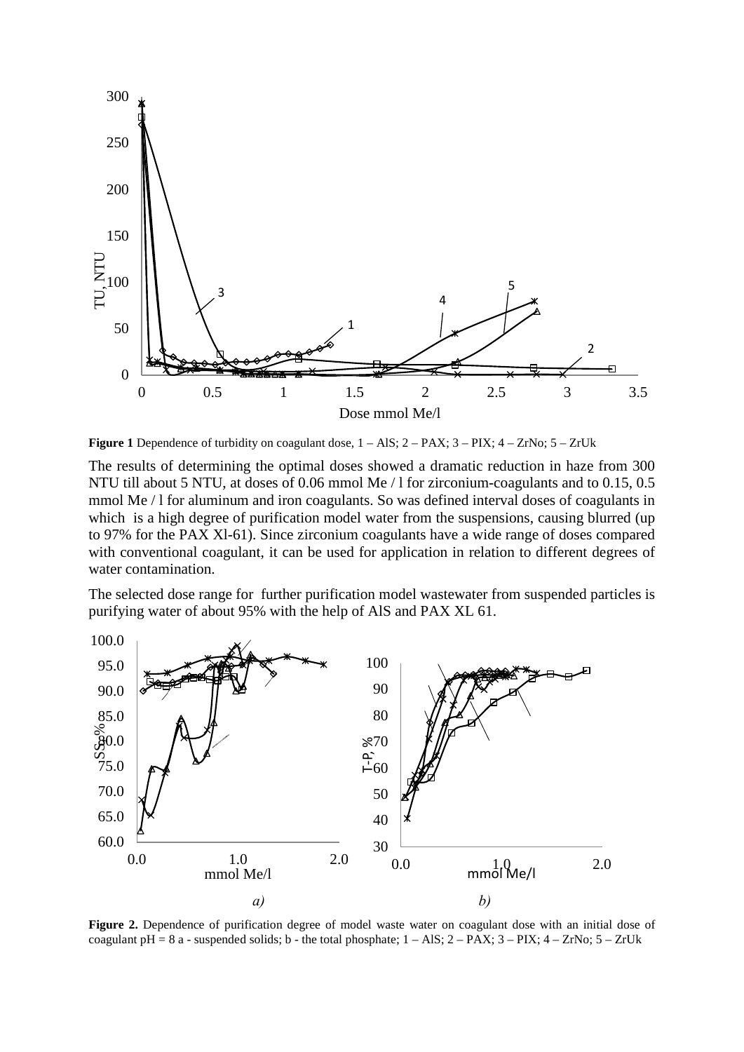**Figure 1** Dependence of turbidity on coagulant dose, 1 – AlS; 2 – PAX; 3 – PIX; 4 – ZrNo; 5 – ZrUk

The results of determining the optimal doses showed a dramatic reduction in haze from 300 NTU till about 5 NTU, at doses of 0.06 mmol Me / l for zirconium-coagulants and to 0.15, 0.5 mmol Me / l for aluminum and iron coagulants. So was defined interval doses of coagulants in which is a high degree of purification model water from the suspensions, causing blurred (up to 97% for the PAX Xl-61). Since zirconium coagulants have a wide range of doses compared with conventional coagulant, it can be used for application in relation to different degrees of water contamination.

The selected dose range for further purification model wastewater from suspended particles is purifying water of about 95% with the help of AlS and PAX XL 61.

*a)* *b)*

**Figure 2.** Dependence of purification degree of model waste water on coagulant dose with an initial dose of coagulant pH = 8 a - suspended solids; b - the total phosphate; 1 – AlS; 2 – PAX; 3 – PIX; 4 – ZrNo; 5 – ZrUk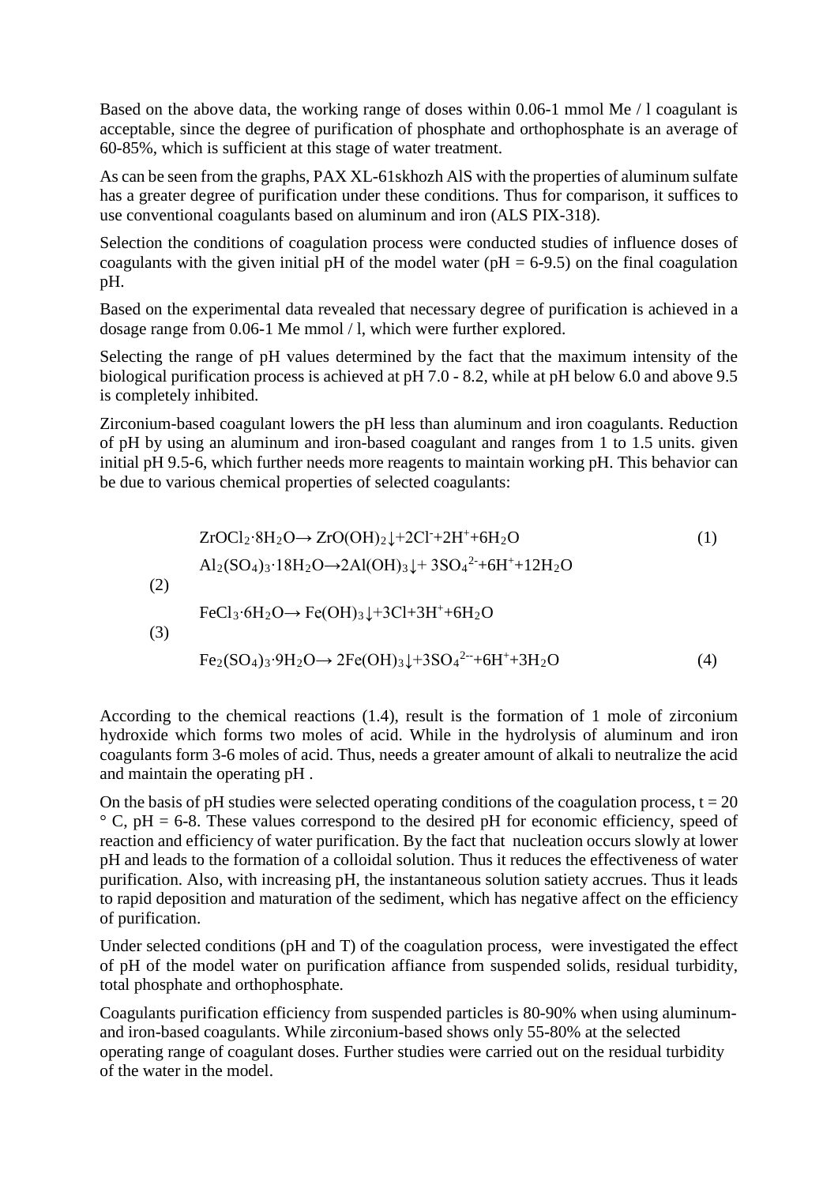Based on the above data, the working range of doses within 0.06-1 mmol Me / l coagulant is acceptable, since the degree of purification of phosphate and orthophosphate is an average of 60-85%, which is sufficient at this stage of water treatment.

As can be seen from the graphs, PAX XL-61skhozh AlS with the properties of aluminum sulfate has a greater degree of purification under these conditions. Thus for comparison, it suffices to use conventional coagulants based on aluminum and iron (ALS PIX-318).

Selection the conditions of coagulation process were conducted studies of influence doses of coagulants with the given initial pH of the model water (pH = 6-9.5) on the final coagulation pH.

Based on the experimental data revealed that necessary degree of purification is achieved in a dosage range from 0.06-1 Me mmol / l, which were further explored.

Selecting the range of pH values determined by the fact that the maximum intensity of the biological purification process is achieved at pH 7.0 - 8.2, while at pH below 6.0 and above 9.5 is completely inhibited.

Zirconium-based coagulant lowers the pH less than aluminum and iron coagulants. Reduction of pH by using an aluminum and iron-based coagulant and ranges from 1 to 1.5 units. given initial pH 9.5-6, which further needs more reagents to maintain working pH. This behavior can be due to various chemical properties of selected coagulants:

$$ZrOCl_2 \cdot 8H_2O \rightarrow ZrO(OH)_2\downarrow + 2Cl^- + 2H^+ + 6H_2O \quad (1)$$

$$Al_2(SO_4)_3 \cdot 18H_2O \rightarrow 2Al(OH)_3\downarrow + 3SO_4^{2-} + 6H^+ + 12H_2O \quad (2)$$

$$FeCl_3 \cdot 6H_2O \rightarrow Fe(OH)_3\downarrow + 3Cl + 3H^+ + 6H_2O \quad (3)$$

$$Fe_2(SO_4)_3 \cdot 9H_2O \rightarrow 2Fe(OH)_3\downarrow + 3SO_4^{2-} + 6H^+ + 3H_2O \quad (4)$$

According to the chemical reactions (1.4), result is the formation of 1 mole of zirconium hydroxide which forms two moles of acid. While in the hydrolysis of aluminum and iron coagulants form 3-6 moles of acid. Thus, needs a greater amount of alkali to neutralize the acid and maintain the operating pH .

On the basis of pH studies were selected operating conditions of the coagulation process, t = 20 ° C, pH = 6-8. These values correspond to the desired pH for economic efficiency, speed of reaction and efficiency of water purification. By the fact that nucleation occurs slowly at lower pH and leads to the formation of a colloidal solution. Thus it reduces the effectiveness of water purification. Also, with increasing pH, the instantaneous solution satiety accrues. Thus it leads to rapid deposition and maturation of the sediment, which has negative affect on the efficiency of purification.

Under selected conditions (pH and T) of the coagulation process, were investigated the effect of pH of the model water on purification affiance from suspended solids, residual turbidity, total phosphate and orthophosphate.

Coagulants purification efficiency from suspended particles is 80-90% when using aluminum- and iron-based coagulants. While zirconium-based shows only 55-80% at the selected operating range of coagulant doses. Further studies were carried out on the residual turbidity of the water in the model.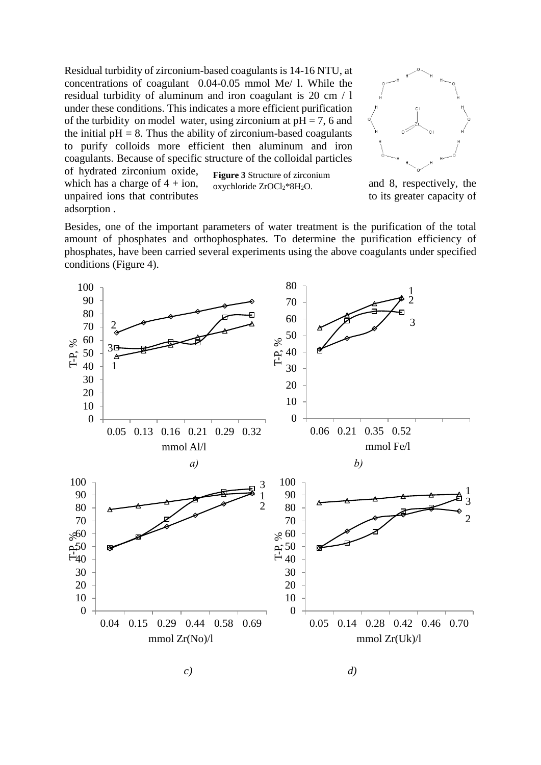Residual turbidity of zirconium-based coagulants is 14-16 NTU, at concentrations of coagulant 0.04-0.05 mmol Me/ l. While the residual turbidity of aluminum and iron coagulant is 20 cm / l under these conditions. This indicates a more efficient purification of the turbidity on model water, using zirconium at pH = 7, 6 and the initial pH = 8. Thus the ability of zirconium-based coagulants to purify colloids more efficient then aluminum and iron coagulants. Because of specific structure of the colloidal particles of hydrated zirconium oxide, which has a charge of 4 + ion, and 8, respectively, the unpaired ions that contributes to its greater capacity of adsorption .

**Figure 3** Structure of zirconium oxychloride $ZrOCl_2*8H_2O$.

Besides, one of the important parameters of water treatment is the purification of the total amount of phosphates and orthophosphates. To determine the purification efficiency of phosphates, have been carried several experiments using the above coagulants under specified conditions (Figure 4).

*a)* *b)*

*c)* *d)*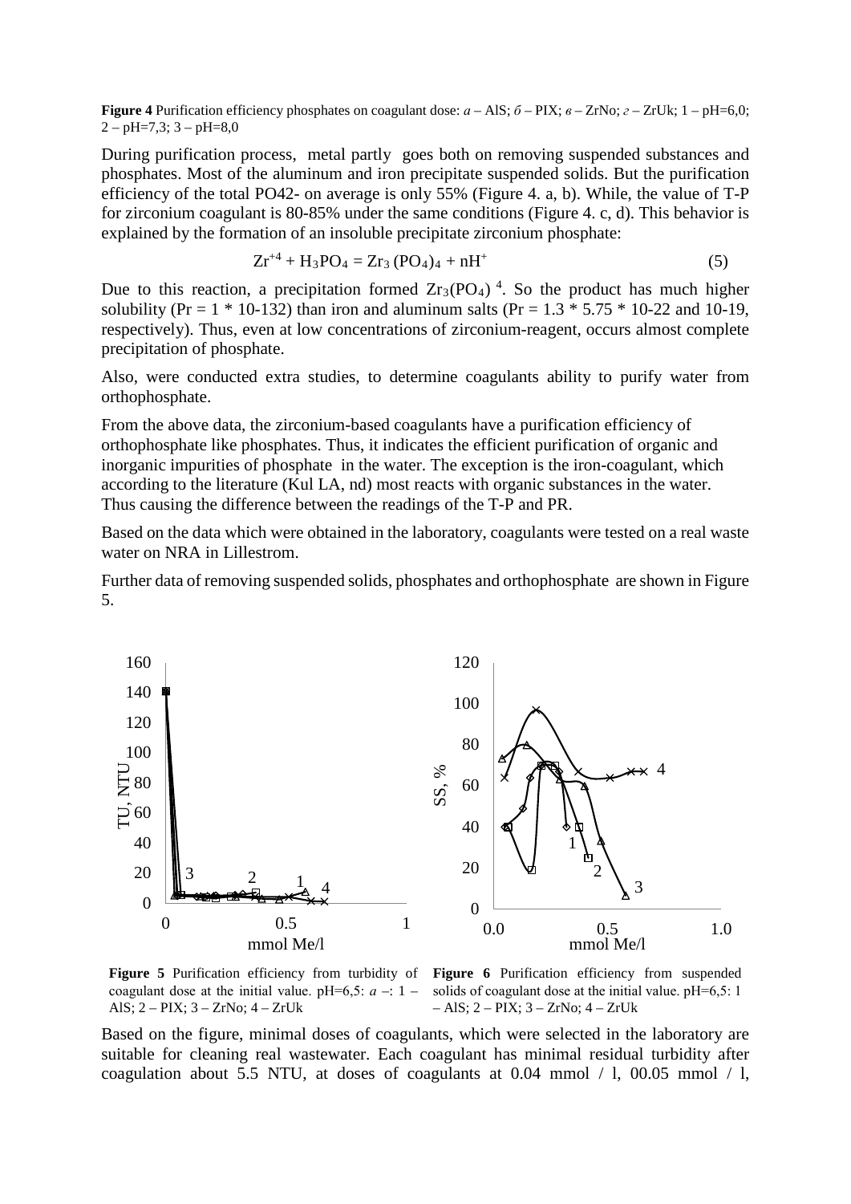**Figure 4** Purification efficiency phosphates on coagulant dose: *а* – AlS; *б* – PIX; *в* – ZrNo; *г* – ZrUk; 1 – pH=6,0; 2 – pH=7,3; 3 – pH=8,0

During purification process, metal partly goes both on removing suspended substances and phosphates. Most of the aluminum and iron precipitate suspended solids. But the purification efficiency of the total PO42- on average is only 55% (Figure 4. a, b). While, the value of T-P for zirconium coagulant is 80-85% under the same conditions (Figure 4. c, d). This behavior is explained by the formation of an insoluble precipitate zirconium phosphate:

$$Zr^{+4} + H_3PO_4 = Zr_3\,(PO_4)_4 + nH^+ \tag{5}$$

Due to this reaction, a precipitation formed $Zr_3(PO_4)\,^4$. So the product has much higher solubility (Pr = 1 * 10-132) than iron and aluminum salts (Pr = 1.3 * 5.75 * 10-22 and 10-19, respectively). Thus, even at low concentrations of zirconium-reagent, occurs almost complete precipitation of phosphate.

Also, were conducted extra studies, to determine coagulants ability to purify water from orthophosphate.

From the above data, the zirconium-based coagulants have a purification efficiency of orthophosphate like phosphates. Thus, it indicates the efficient purification of organic and inorganic impurities of phosphate in the water. The exception is the iron-coagulant, which according to the literature (Kul LA, nd) most reacts with organic substances in the water. Thus causing the difference between the readings of the T-P and PR.

Based on the data which were obtained in the laboratory, coagulants were tested on a real waste water on NRA in Lillestrom.

Further data of removing suspended solids, phosphates and orthophosphate are shown in Figure 5.

**Figure 5** Purification efficiency from turbidity of coagulant dose at the initial value. pH=6,5: *а* –: 1 – AlS; 2 – PIX; 3 – ZrNo; 4 – ZrUk

**Figure 6** Purification efficiency from suspended solids of coagulant dose at the initial value. pH=6,5: 1 – AlS; 2 – PIX; 3 – ZrNo; 4 – ZrUk

Based on the figure, minimal doses of coagulants, which were selected in the laboratory are suitable for cleaning real wastewater. Each coagulant has minimal residual turbidity after coagulation about 5.5 NTU, at doses of coagulants at 0.04 mmol / l, 00.05 mmol / l,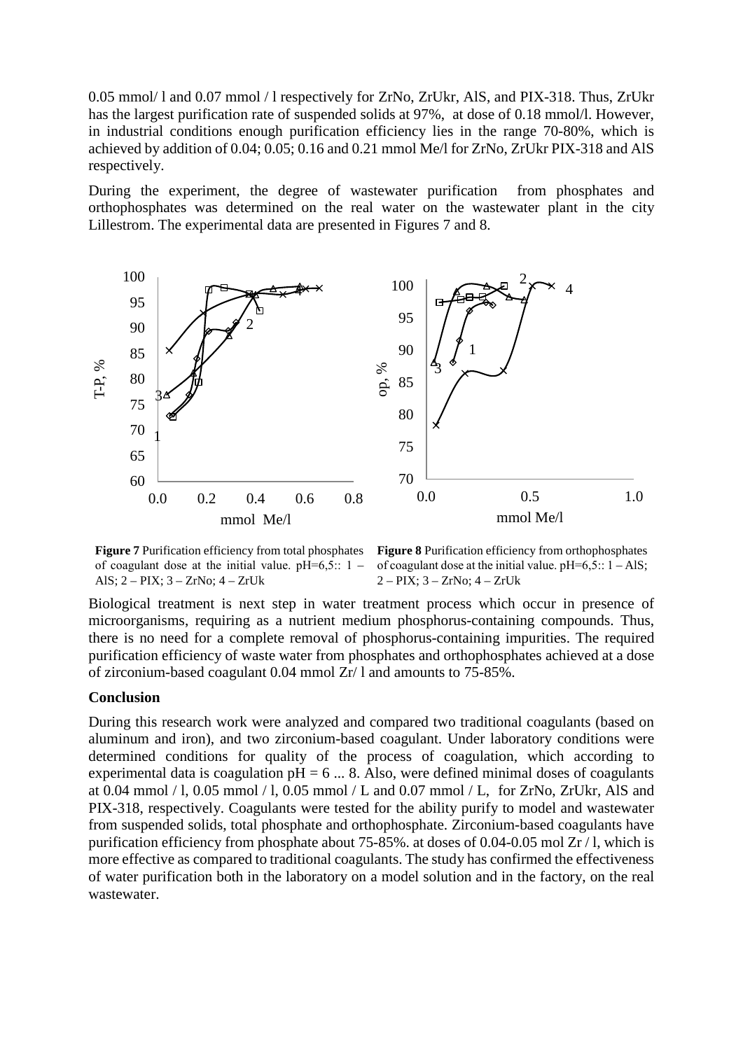0.05 mmol/ l and 0.07 mmol / l respectively for ZrNo, ZrUkr, AlS, and PIX-318. Thus, ZrUkr has the largest purification rate of suspended solids at 97%, at dose of 0.18 mmol/l. However, in industrial conditions enough purification efficiency lies in the range 70-80%, which is achieved by addition of 0.04; 0.05; 0.16 and 0.21 mmol Me/l for ZrNo, ZrUkr PIX-318 and AlS respectively.

During the experiment, the degree of wastewater purification from phosphates and orthophosphates was determined on the real water on the wastewater plant in the city Lillestrom. The experimental data are presented in Figures 7 and 8.

**Figure 7** Purification efficiency from total phosphates of coagulant dose at the initial value. pH=6,5:: 1 – AlS; 2 – PIX; 3 – ZrNo; 4 – ZrUk

**Figure 8** Purification efficiency from orthophosphates of coagulant dose at the initial value. pH=6,5:: 1 – AlS; 2 – PIX; 3 – ZrNo; 4 – ZrUk

Biological treatment is next step in water treatment process which occur in presence of microorganisms, requiring as a nutrient medium phosphorus-containing compounds. Thus, there is no need for a complete removal of phosphorus-containing impurities. The required purification efficiency of waste water from phosphates and orthophosphates achieved at a dose of zirconium-based coagulant 0.04 mmol Zr/ l and amounts to 75-85%.

## Conclusion

During this research work were analyzed and compared two traditional coagulants (based on aluminum and iron), and two zirconium-based coagulant. Under laboratory conditions were determined conditions for quality of the process of coagulation, which according to experimental data is coagulation pH = 6 ... 8. Also, were defined minimal doses of coagulants at 0.04 mmol / l, 0.05 mmol / l, 0.05 mmol / L and 0.07 mmol / L, for ZrNo, ZrUkr, AlS and PIX-318, respectively. Coagulants were tested for the ability purify to model and wastewater from suspended solids, total phosphate and orthophosphate. Zirconium-based coagulants have purification efficiency from phosphate about 75-85%. at doses of 0.04-0.05 mol Zr / l, which is more effective as compared to traditional coagulants. The study has confirmed the effectiveness of water purification both in the laboratory on a model solution and in the factory, on the real wastewater.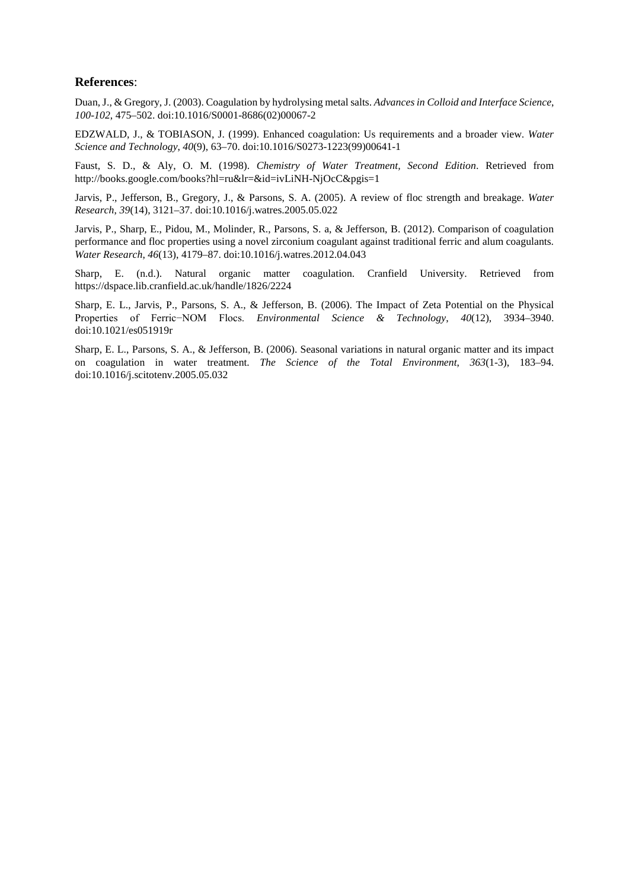**References**:

Duan, J., & Gregory, J. (2003). Coagulation by hydrolysing metal salts. *Advances in Colloid and Interface Science*, *100-102*, 475–502. doi:10.1016/S0001-8686(02)00067-2

EDZWALD, J., & TOBIASON, J. (1999). Enhanced coagulation: Us requirements and a broader view. *Water Science and Technology*, *40*(9), 63–70. doi:10.1016/S0273-1223(99)00641-1

Faust, S. D., & Aly, O. M. (1998). *Chemistry of Water Treatment, Second Edition*. Retrieved from http://books.google.com/books?hl=ru&lr=&id=ivLiNH-NjOcC&pgis=1

Jarvis, P., Jefferson, B., Gregory, J., & Parsons, S. A. (2005). A review of floc strength and breakage. *Water Research*, *39*(14), 3121–37. doi:10.1016/j.watres.2005.05.022

Jarvis, P., Sharp, E., Pidou, M., Molinder, R., Parsons, S. a, & Jefferson, B. (2012). Comparison of coagulation performance and floc properties using a novel zirconium coagulant against traditional ferric and alum coagulants. *Water Research*, *46*(13), 4179–87. doi:10.1016/j.watres.2012.04.043

Sharp, E. (n.d.). Natural organic matter coagulation. Cranfield University. Retrieved from https://dspace.lib.cranfield.ac.uk/handle/1826/2224

Sharp, E. L., Jarvis, P., Parsons, S. A., & Jefferson, B. (2006). The Impact of Zeta Potential on the Physical Properties of Ferric−NOM Flocs. *Environmental Science & Technology*, *40*(12), 3934–3940. doi:10.1021/es051919r

Sharp, E. L., Parsons, S. A., & Jefferson, B. (2006). Seasonal variations in natural organic matter and its impact on coagulation in water treatment. *The Science of the Total Environment*, *363*(1-3), 183–94. doi:10.1016/j.scitotenv.2005.05.032